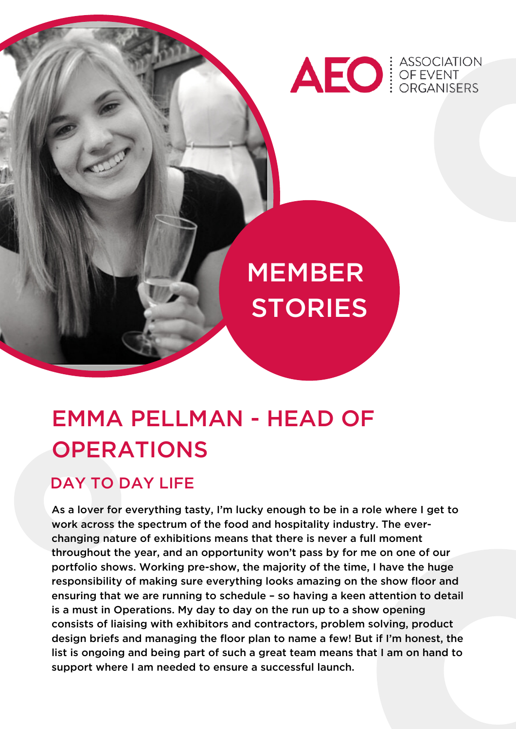AEO | ASSOCIATION OF EVENT ORGANISERS

MEMBER STORIES

# EMMA PELLMAN - HEAD OF OPERATIONS

## DAY TO DAY LIFE

As a lover for everything tasty, I'm lucky enough to be in a role where I get to work across the spectrum of the food and hospitality industry. The ever-changing nature of exhibitions means that there is never a full moment throughout the year, and an opportunity won't pass by for me on one of our portfolio shows. Working pre-show, the majority of the time, I have the huge responsibility of making sure everything looks amazing on the show floor and ensuring that we are running to schedule – so having a keen attention to detail is a must in Operations. My day to day on the run up to a show opening consists of liaising with exhibitors and contractors, problem solving, product design briefs and managing the floor plan to name a few! But if I'm honest, the list is ongoing and being part of such a great team means that I am on hand to support where I am needed to ensure a successful launch.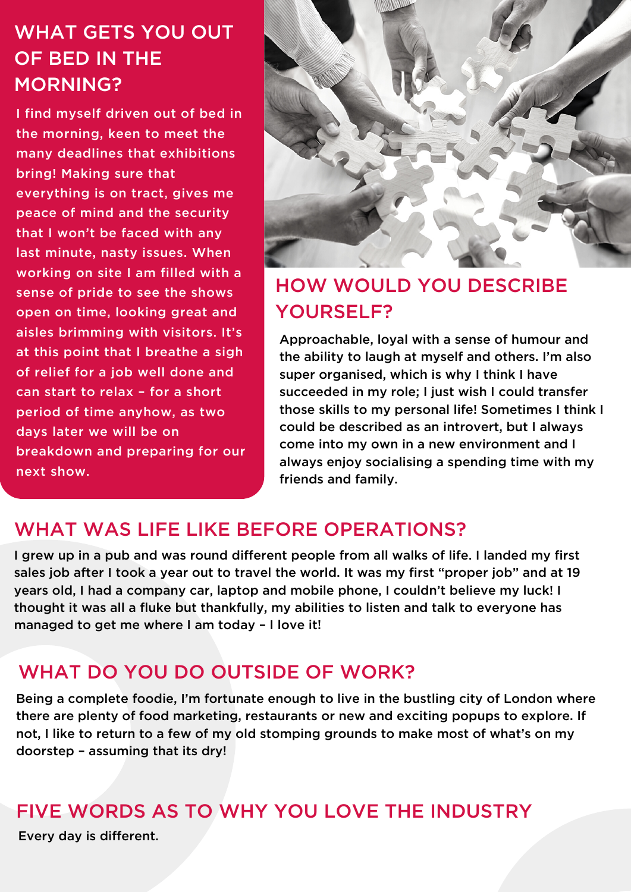## WHAT GETS YOU OUT OF BED IN THE MORNING?

I find myself driven out of bed in the morning, keen to meet the many deadlines that exhibitions bring! Making sure that everything is on tract, gives me peace of mind and the security that I won't be faced with any last minute, nasty issues. When working on site I am filled with a sense of pride to see the shows open on time, looking great and aisles brimming with visitors. It's at this point that I breathe a sigh of relief for a job well done and can start to relax – for a short period of time anyhow, as two days later we will be on breakdown and preparing for our next show.

## HOW WOULD YOU DESCRIBE YOURSELF?

Approachable, loyal with a sense of humour and the ability to laugh at myself and others. I'm also super organised, which is why I think I have succeeded in my role; I just wish I could transfer those skills to my personal life! Sometimes I think I could be described as an introvert, but I always come into my own in a new environment and I always enjoy socialising a spending time with my friends and family.

## WHAT WAS LIFE LIKE BEFORE OPERATIONS?

I grew up in a pub and was round different people from all walks of life. I landed my first sales job after I took a year out to travel the world. It was my first "proper job" and at 19 years old, I had a company car, laptop and mobile phone, I couldn't believe my luck! I thought it was all a fluke but thankfully, my abilities to listen and talk to everyone has managed to get me where I am today – I love it!

## WHAT DO YOU DO OUTSIDE OF WORK?

Being a complete foodie, I'm fortunate enough to live in the bustling city of London where there are plenty of food marketing, restaurants or new and exciting popups to explore. If not, I like to return to a few of my old stomping grounds to make most of what's on my doorstep – assuming that its dry!

## FIVE WORDS AS TO WHY YOU LOVE THE INDUSTRY

Every day is different.